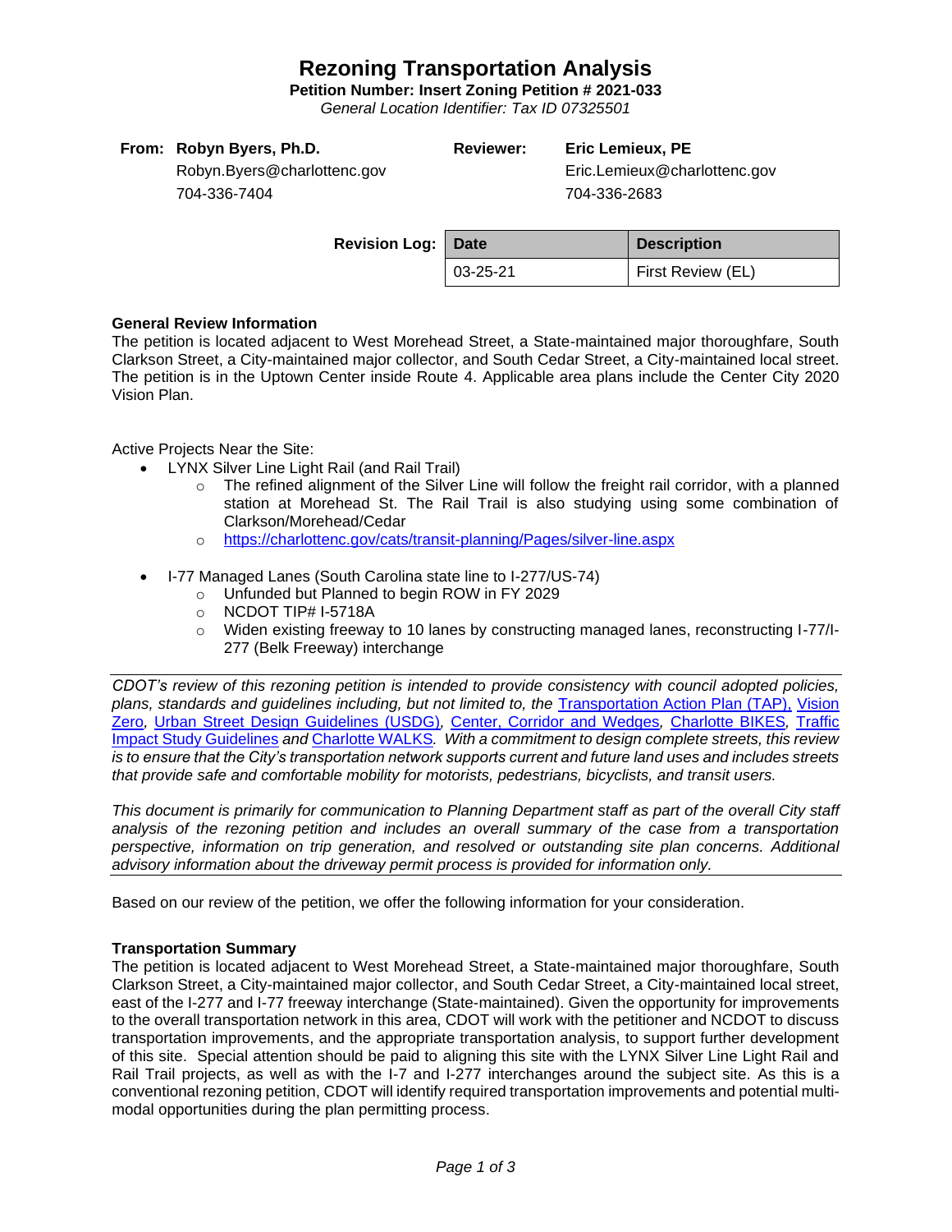# Rezoning Transportation Analysis

**Petition Number: Insert Zoning Petition # 2021-033**

*General Location Identifier: Tax ID 07325501*

| **From:** | **Robyn Byers, Ph.D.** | **Reviewer:** | **Eric Lemieux, PE** |
|---|---|---|---|
| | Robyn.Byers@charlottenc.gov | | Eric.Lemieux@charlottenc.gov |
| | 704-336-7404 | | 704-336-2683 |

**Revision Log:**

| Date | Description |
|---|---|
| 03-25-21 | First Review (EL) |

**General Review Information**

The petition is located adjacent to West Morehead Street, a State-maintained major thoroughfare, South Clarkson Street, a City-maintained major collector, and South Cedar Street, a City-maintained local street. The petition is in the Uptown Center inside Route 4. Applicable area plans include the Center City 2020 Vision Plan.

Active Projects Near the Site:

- LYNX Silver Line Light Rail (and Rail Trail)
  - The refined alignment of the Silver Line will follow the freight rail corridor, with a planned station at Morehead St. The Rail Trail is also studying using some combination of Clarkson/Morehead/Cedar
  - https://charlottenc.gov/cats/transit-planning/Pages/silver-line.aspx
- I-77 Managed Lanes (South Carolina state line to I-277/US-74)
  - Unfunded but Planned to begin ROW in FY 2029
  - NCDOT TIP# I-5718A
  - Widen existing freeway to 10 lanes by constructing managed lanes, reconstructing I-77/I-277 (Belk Freeway) interchange

---

*CDOT's review of this rezoning petition is intended to provide consistency with council adopted policies, plans, standards and guidelines including, but not limited to, the Transportation Action Plan (TAP), Vision Zero, Urban Street Design Guidelines (USDG), Center, Corridor and Wedges, Charlotte BIKES, Traffic Impact Study Guidelines and Charlotte WALKS. With a commitment to design complete streets, this review is to ensure that the City's transportation network supports current and future land uses and includes streets that provide safe and comfortable mobility for motorists, pedestrians, bicyclists, and transit users.*

*This document is primarily for communication to Planning Department staff as part of the overall City staff analysis of the rezoning petition and includes an overall summary of the case from a transportation perspective, information on trip generation, and resolved or outstanding site plan concerns. Additional advisory information about the driveway permit process is provided for information only.*

---

Based on our review of the petition, we offer the following information for your consideration.

**Transportation Summary**

The petition is located adjacent to West Morehead Street, a State-maintained major thoroughfare, South Clarkson Street, a City-maintained major collector, and South Cedar Street, a City-maintained local street, east of the I-277 and I-77 freeway interchange (State-maintained). Given the opportunity for improvements to the overall transportation network in this area, CDOT will work with the petitioner and NCDOT to discuss transportation improvements, and the appropriate transportation analysis, to support further development of this site. Special attention should be paid to aligning this site with the LYNX Silver Line Light Rail and Rail Trail projects, as well as with the I-7 and I-277 interchanges around the subject site. As this is a conventional rezoning petition, CDOT will identify required transportation improvements and potential multi-modal opportunities during the plan permitting process.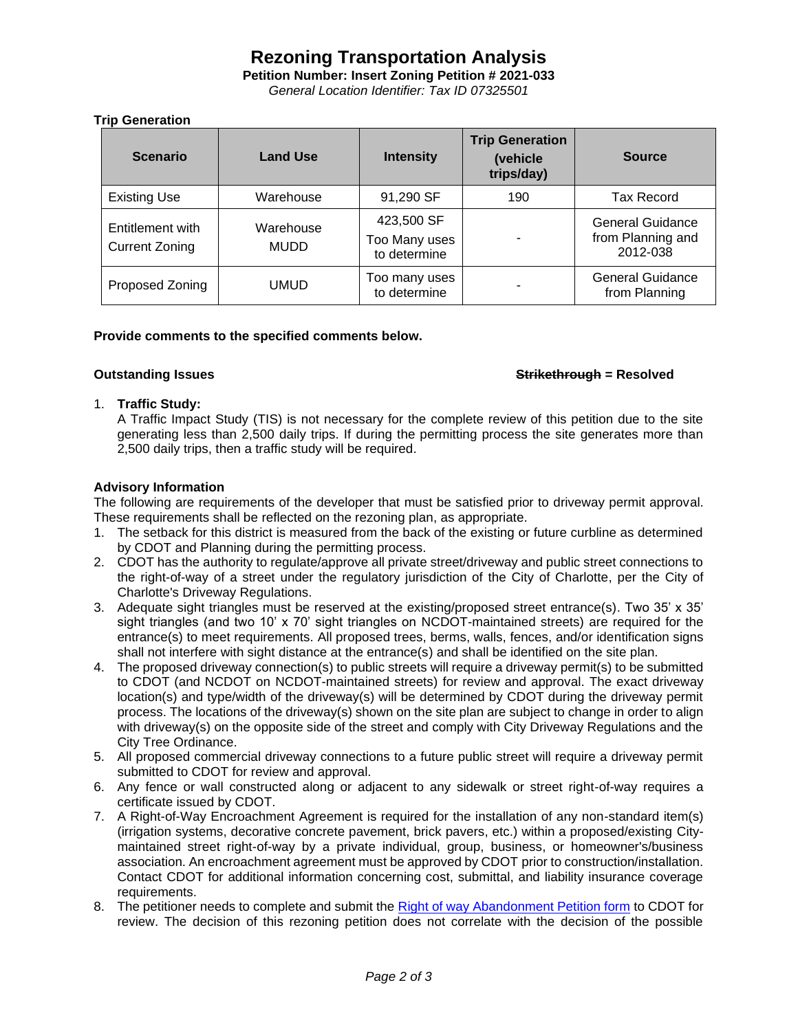# Rezoning Transportation Analysis

**Petition Number: Insert Zoning Petition # 2021-033**

*General Location Identifier: Tax ID 07325501*

**Trip Generation**

| Scenario | Land Use | Intensity | Trip Generation (vehicle trips/day) | Source |
|---|---|---|---|---|
| Existing Use | Warehouse | 91,290 SF | 190 | Tax Record |
| Entitlement with Current Zoning | Warehouse MUDD | 423,500 SF Too Many uses to determine | - | General Guidance from Planning and 2012-038 |
| Proposed Zoning | UMUD | Too many uses to determine | - | General Guidance from Planning |

**Provide comments to the specified comments below.**

**Outstanding Issues** **~~Strikethrough~~ = Resolved**

1. **Traffic Study:**
   A Traffic Impact Study (TIS) is not necessary for the complete review of this petition due to the site generating less than 2,500 daily trips. If during the permitting process the site generates more than 2,500 daily trips, then a traffic study will be required.

**Advisory Information**

The following are requirements of the developer that must be satisfied prior to driveway permit approval. These requirements shall be reflected on the rezoning plan, as appropriate.

1. The setback for this district is measured from the back of the existing or future curbline as determined by CDOT and Planning during the permitting process.
2. CDOT has the authority to regulate/approve all private street/driveway and public street connections to the right-of-way of a street under the regulatory jurisdiction of the City of Charlotte, per the City of Charlotte's Driveway Regulations.
3. Adequate sight triangles must be reserved at the existing/proposed street entrance(s). Two 35' x 35' sight triangles (and two 10' x 70' sight triangles on NCDOT-maintained streets) are required for the entrance(s) to meet requirements. All proposed trees, berms, walls, fences, and/or identification signs shall not interfere with sight distance at the entrance(s) and shall be identified on the site plan.
4. The proposed driveway connection(s) to public streets will require a driveway permit(s) to be submitted to CDOT (and NCDOT on NCDOT-maintained streets) for review and approval. The exact driveway location(s) and type/width of the driveway(s) will be determined by CDOT during the driveway permit process. The locations of the driveway(s) shown on the site plan are subject to change in order to align with driveway(s) on the opposite side of the street and comply with City Driveway Regulations and the City Tree Ordinance.
5. All proposed commercial driveway connections to a future public street will require a driveway permit submitted to CDOT for review and approval.
6. Any fence or wall constructed along or adjacent to any sidewalk or street right-of-way requires a certificate issued by CDOT.
7. A Right-of-Way Encroachment Agreement is required for the installation of any non-standard item(s) (irrigation systems, decorative concrete pavement, brick pavers, etc.) within a proposed/existing City-maintained street right-of-way by a private individual, group, business, or homeowner's/business association. An encroachment agreement must be approved by CDOT prior to construction/installation. Contact CDOT for additional information concerning cost, submittal, and liability insurance coverage requirements.
8. The petitioner needs to complete and submit the Right of way Abandonment Petition form to CDOT for review. The decision of this rezoning petition does not correlate with the decision of the possible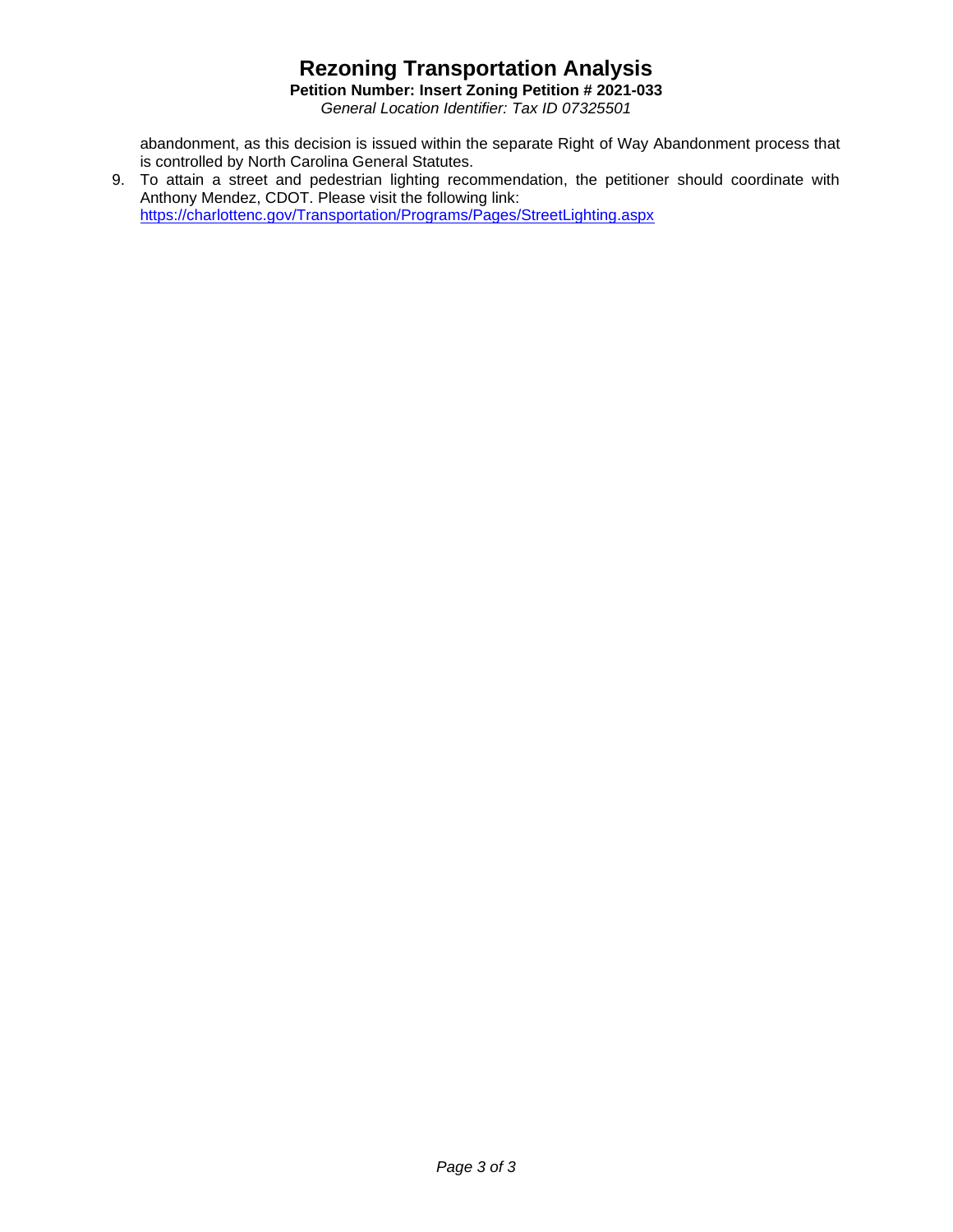abandonment, as this decision is issued within the separate Right of Way Abandonment process that is controlled by North Carolina General Statutes.

9. To attain a street and pedestrian lighting recommendation, the petitioner should coordinate with Anthony Mendez, CDOT. Please visit the following link: https://charlottenc.gov/Transportation/Programs/Pages/StreetLighting.aspx